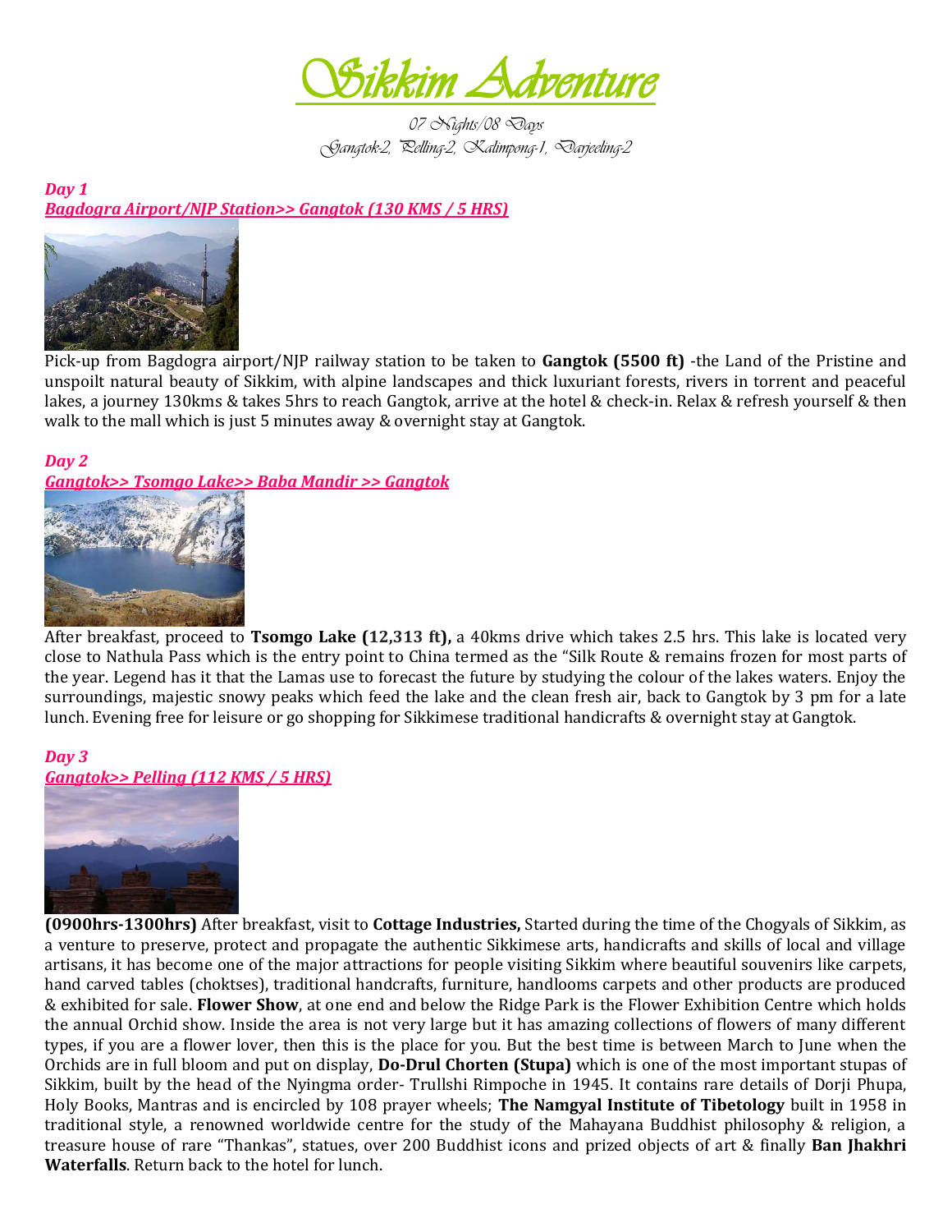# Sikkim Adventure

07 Nights/08 Days
Gangtok-2, Pelling-2, Kalimpong-1, Darjeeling-2

***Day 1***
***Bagdogra Airport/NJP Station>> Gangtok (130 KMS / 5 HRS)***

Pick-up from Bagdogra airport/NJP railway station to be taken to **Gangtok (5500 ft)** -the Land of the Pristine and unspoilt natural beauty of Sikkim, with alpine landscapes and thick luxuriant forests, rivers in torrent and peaceful lakes, a journey 130kms & takes 5hrs to reach Gangtok, arrive at the hotel & check-in. Relax & refresh yourself & then walk to the mall which is just 5 minutes away & overnight stay at Gangtok.

***Day 2***
***Gangtok>> Tsomgo Lake>> Baba Mandir >> Gangtok***

After breakfast, proceed to **Tsomgo Lake (12,313 ft),** a 40kms drive which takes 2.5 hrs. This lake is located very close to Nathula Pass which is the entry point to China termed as the "Silk Route & remains frozen for most parts of the year. Legend has it that the Lamas use to forecast the future by studying the colour of the lakes waters. Enjoy the surroundings, majestic snowy peaks which feed the lake and the clean fresh air, back to Gangtok by 3 pm for a late lunch. Evening free for leisure or go shopping for Sikkimese traditional handicrafts & overnight stay at Gangtok.

***Day 3***
***Gangtok>> Pelling (112 KMS / 5 HRS)***

**(0900hrs-1300hrs)** After breakfast, visit to **Cottage Industries,** Started during the time of the Chogyals of Sikkim, as a venture to preserve, protect and propagate the authentic Sikkimese arts, handicrafts and skills of local and village artisans, it has become one of the major attractions for people visiting Sikkim where beautiful souvenirs like carpets, hand carved tables (choktses), traditional handcrafts, furniture, handlooms carpets and other products are produced & exhibited for sale. **Flower Show**, at one end and below the Ridge Park is the Flower Exhibition Centre which holds the annual Orchid show. Inside the area is not very large but it has amazing collections of flowers of many different types, if you are a flower lover, then this is the place for you. But the best time is between March to June when the Orchids are in full bloom and put on display, **Do-Drul Chorten (Stupa)** which is one of the most important stupas of Sikkim, built by the head of the Nyingma order- Trullshi Rimpoche in 1945. It contains rare details of Dorji Phupa, Holy Books, Mantras and is encircled by 108 prayer wheels; **The Namgyal Institute of Tibetology** built in 1958 in traditional style, a renowned worldwide centre for the study of the Mahayana Buddhist philosophy & religion, a treasure house of rare "Thankas", statues, over 200 Buddhist icons and prized objects of art & finally **Ban Jhakhri Waterfalls**. Return back to the hotel for lunch.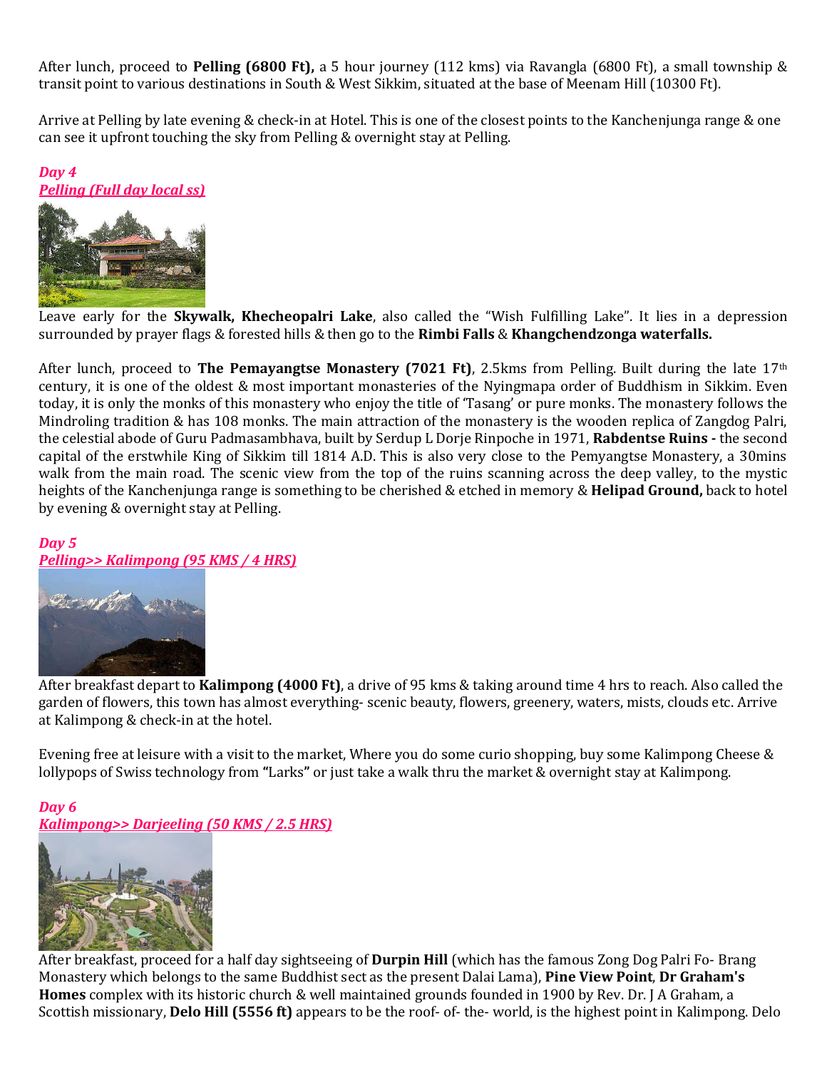After lunch, proceed to **Pelling (6800 Ft),** a 5 hour journey (112 kms) via Ravangla (6800 Ft), a small township & transit point to various destinations in South & West Sikkim, situated at the base of Meenam Hill (10300 Ft).

Arrive at Pelling by late evening & check-in at Hotel. This is one of the closest points to the Kanchenjunga range & one can see it upfront touching the sky from Pelling & overnight stay at Pelling.

***Day 4***
***Pelling (Full day local ss)***

Leave early for the **Skywalk, Khecheopalri Lake**, also called the "Wish Fulfilling Lake". It lies in a depression surrounded by prayer flags & forested hills & then go to the **Rimbi Falls** & **Khangchendzonga waterfalls.**

After lunch, proceed to **The Pemayangtse Monastery (7021 Ft)**, 2.5kms from Pelling. Built during the late 17th century, it is one of the oldest & most important monasteries of the Nyingmapa order of Buddhism in Sikkim. Even today, it is only the monks of this monastery who enjoy the title of 'Tasang' or pure monks. The monastery follows the Mindroling tradition & has 108 monks. The main attraction of the monastery is the wooden replica of Zangdog Palri, the celestial abode of Guru Padmasambhava, built by Serdup L Dorje Rinpoche in 1971, **Rabdentse Ruins -** the second capital of the erstwhile King of Sikkim till 1814 A.D. This is also very close to the Pemyangtse Monastery, a 30mins walk from the main road. The scenic view from the top of the ruins scanning across the deep valley, to the mystic heights of the Kanchenjunga range is something to be cherished & etched in memory & **Helipad Ground,** back to hotel by evening & overnight stay at Pelling.

***Day 5***
***Pelling>> Kalimpong (95 KMS / 4 HRS)***

After breakfast depart to **Kalimpong (4000 Ft)**, a drive of 95 kms & taking around time 4 hrs to reach. Also called the garden of flowers, this town has almost everything- scenic beauty, flowers, greenery, waters, mists, clouds etc. Arrive at Kalimpong & check-in at the hotel.

Evening free at leisure with a visit to the market, Where you do some curio shopping, buy some Kalimpong Cheese & lollypops of Swiss technology from **"**Larks**"** or just take a walk thru the market & overnight stay at Kalimpong.

***Day 6***
***Kalimpong>> Darjeeling (50 KMS / 2.5 HRS)***

After breakfast, proceed for a half day sightseeing of **Durpin Hill** (which has the famous Zong Dog Palri Fo- Brang Monastery which belongs to the same Buddhist sect as the present Dalai Lama), **Pine View Point**, **Dr Graham's Homes** complex with its historic church & well maintained grounds founded in 1900 by Rev. Dr. J A Graham, a Scottish missionary, **Delo Hill (5556 ft)** appears to be the roof- of- the- world, is the highest point in Kalimpong. Delo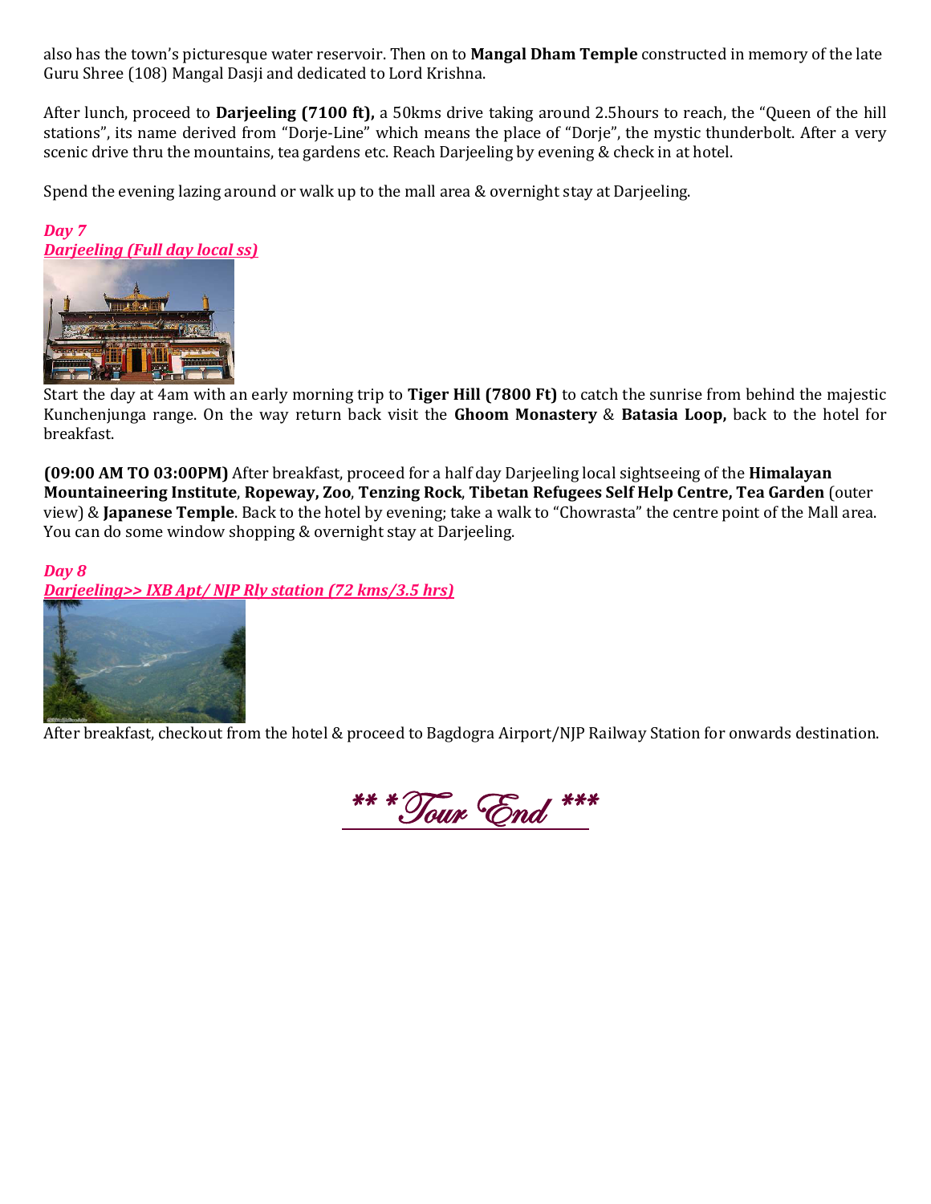also has the town's picturesque water reservoir. Then on to **Mangal Dham Temple** constructed in memory of the late Guru Shree (108) Mangal Dasji and dedicated to Lord Krishna.

After lunch, proceed to **Darjeeling (7100 ft),** a 50kms drive taking around 2.5hours to reach, the "Queen of the hill stations", its name derived from "Dorje-Line" which means the place of "Dorje", the mystic thunderbolt. After a very scenic drive thru the mountains, tea gardens etc. Reach Darjeeling by evening & check in at hotel.

Spend the evening lazing around or walk up to the mall area & overnight stay at Darjeeling.

***Day 7***
***Darjeeling (Full day local ss)***

Start the day at 4am with an early morning trip to **Tiger Hill (7800 Ft)** to catch the sunrise from behind the majestic Kunchenjunga range. On the way return back visit the **Ghoom Monastery** & **Batasia Loop,** back to the hotel for breakfast.

**(09:00 AM TO 03:00PM)** After breakfast, proceed for a half day Darjeeling local sightseeing of the **Himalayan Mountaineering Institute**, **Ropeway, Zoo**, **Tenzing Rock**, **Tibetan Refugees Self Help Centre, Tea Garden** (outer view) & **Japanese Temple**. Back to the hotel by evening; take a walk to "Chowrasta" the centre point of the Mall area. You can do some window shopping & overnight stay at Darjeeling.

***Day 8***
***Darjeeling>> IXB Apt/ NJP Rly station (72 kms/3.5 hrs)***

After breakfast, checkout from the hotel & proceed to Bagdogra Airport/NJP Railway Station for onwards destination.

*** *Tour End* ***